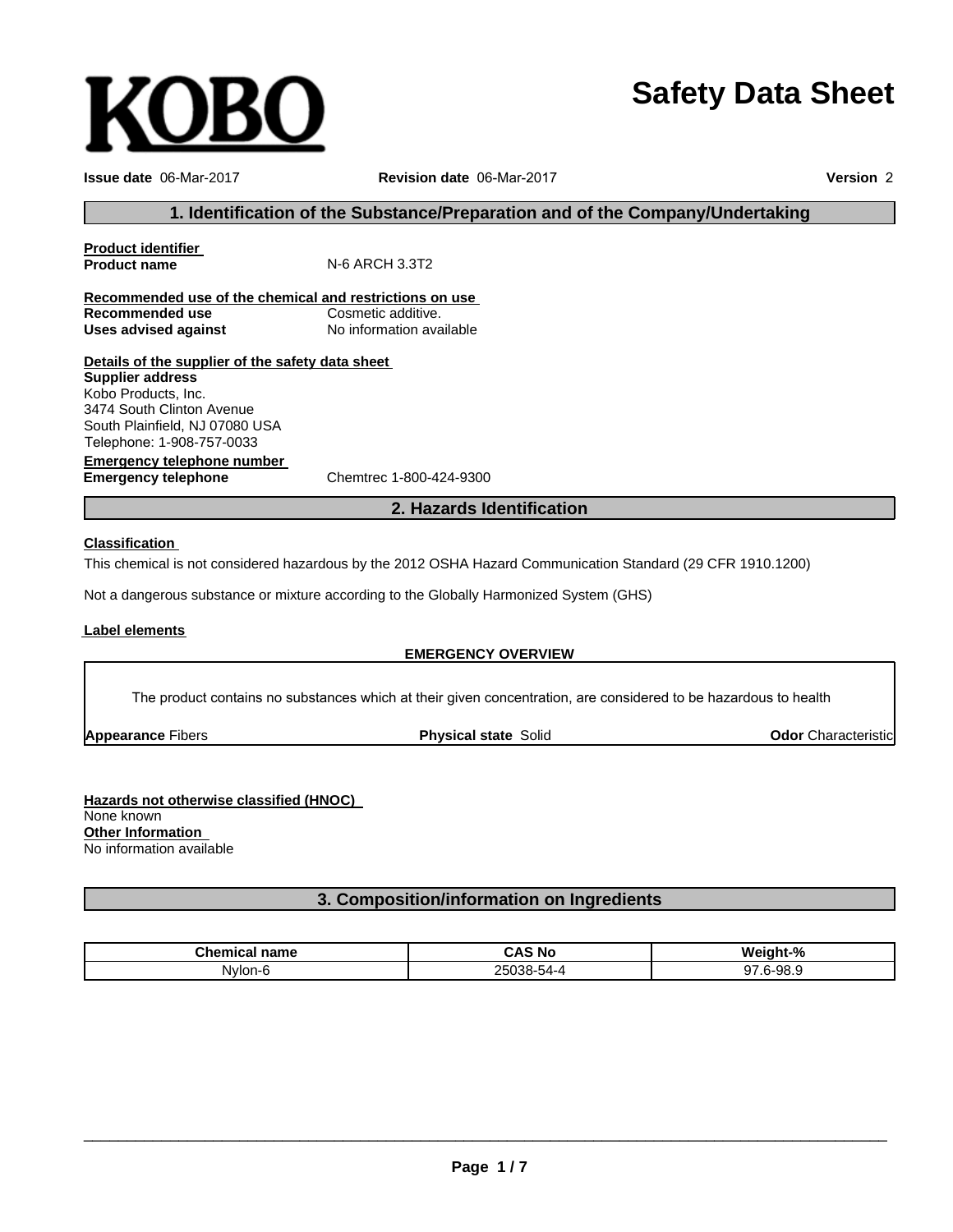KOBO

# Safety Data Sheet

**Issue date** 06-Mar-2017 **Revision date** 06-Mar-2017 **Version** 2

## 1. Identification of the Substance/Preparation and of the Company/Undertaking

**Product identifier**

**Product name** N-6 ARCH 3.3T2

**Recommended use of the chemical and restrictions on use**

**Recommended use** Cosmetic additive.

**Uses advised against** No information available

**Details of the supplier of the safety data sheet**

**Supplier address**
Kobo Products, Inc.
3474 South Clinton Avenue
South Plainfield, NJ 07080 USA
Telephone: 1-908-757-0033

**Emergency telephone number**

**Emergency telephone** Chemtrec 1-800-424-9300

## 2. Hazards Identification

**Classification**

This chemical is not considered hazardous by the 2012 OSHA Hazard Communication Standard (29 CFR 1910.1200)

Not a dangerous substance or mixture according to the Globally Harmonized System (GHS)

**Label elements**

**EMERGENCY OVERVIEW**

The product contains no substances which at their given concentration, are considered to be hazardous to health

**Appearance** Fibers **Physical state** Solid **Odor** Characteristic

**Hazards not otherwise classified (HNOC)**
None known

**Other Information**
No information available

## 3. Composition/information on Ingredients

| Chemical name | CAS No | Weight-% |
|---|---|---|
| Nylon-6 | 25038-54-4 | 97.6-98.9 |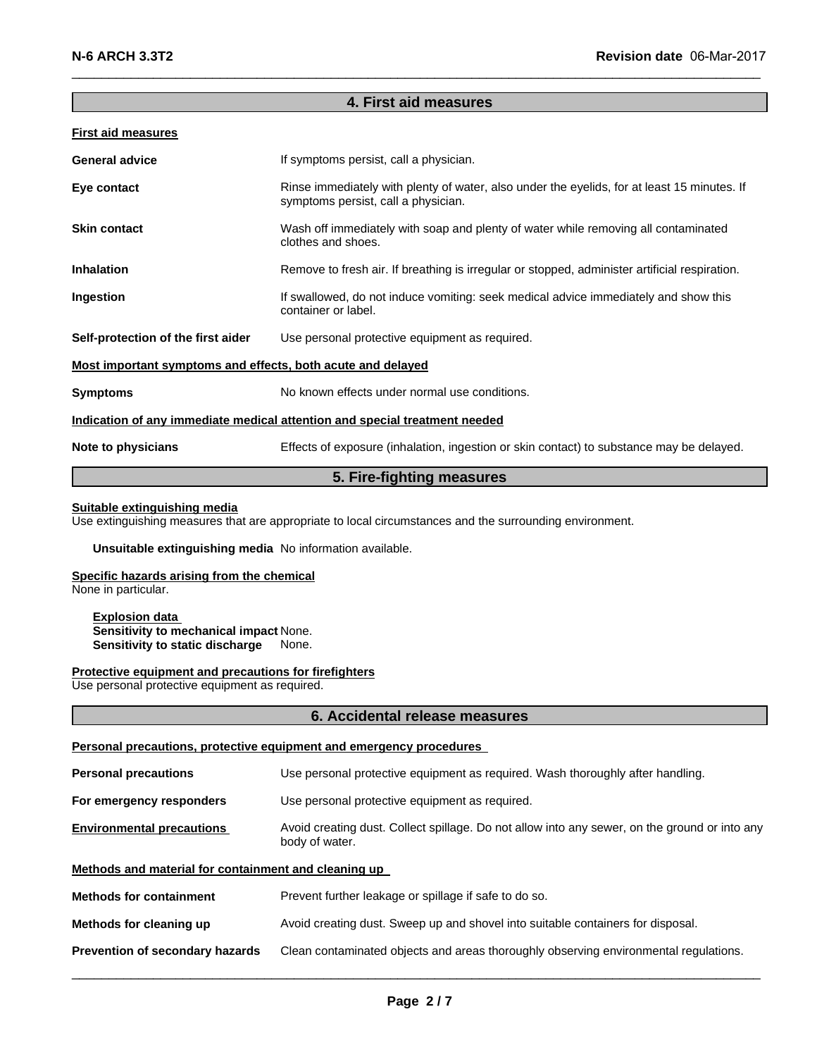## 4. First aid measures

### First aid measures

| | |
|---|---|
| **General advice** | If symptoms persist, call a physician. |
| **Eye contact** | Rinse immediately with plenty of water, also under the eyelids, for at least 15 minutes. If symptoms persist, call a physician. |
| **Skin contact** | Wash off immediately with soap and plenty of water while removing all contaminated clothes and shoes. |
| **Inhalation** | Remove to fresh air. If breathing is irregular or stopped, administer artificial respiration. |
| **Ingestion** | If swallowed, do not induce vomiting: seek medical advice immediately and show this container or label. |
| **Self-protection of the first aider** | Use personal protective equipment as required. |

### Most important symptoms and effects, both acute and delayed

| | |
|---|---|
| **Symptoms** | No known effects under normal use conditions. |

### Indication of any immediate medical attention and special treatment needed

| | |
|---|---|
| **Note to physicians** | Effects of exposure (inhalation, ingestion or skin contact) to substance may be delayed. |

## 5. Fire-fighting measures

### Suitable extinguishing media

Use extinguishing measures that are appropriate to local circumstances and the surrounding environment.

**Unsuitable extinguishing media** No information available.

### Specific hazards arising from the chemical

None in particular.

**Explosion data**
**Sensitivity to mechanical impact** None.
**Sensitivity to static discharge** None.

### Protective equipment and precautions for firefighters

Use personal protective equipment as required.

## 6. Accidental release measures

### Personal precautions, protective equipment and emergency procedures

| | |
|---|---|
| **Personal precautions** | Use personal protective equipment as required. Wash thoroughly after handling. |
| **For emergency responders** | Use personal protective equipment as required. |
| **Environmental precautions** | Avoid creating dust. Collect spillage. Do not allow into any sewer, on the ground or into any body of water. |

### Methods and material for containment and cleaning up

| | |
|---|---|
| **Methods for containment** | Prevent further leakage or spillage if safe to do so. |
| **Methods for cleaning up** | Avoid creating dust. Sweep up and shovel into suitable containers for disposal. |
| **Prevention of secondary hazards** | Clean contaminated objects and areas thoroughly observing environmental regulations. |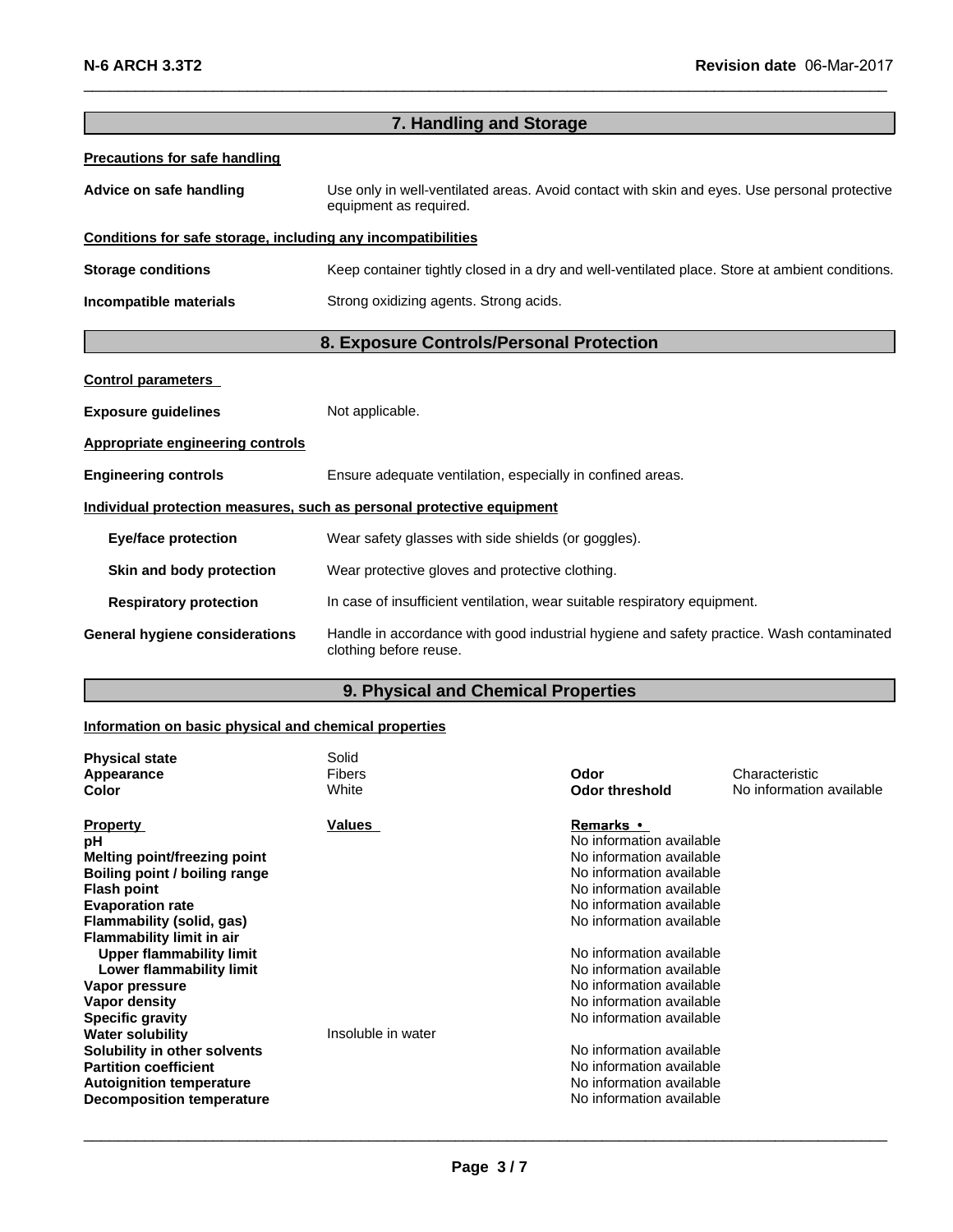## 7. Handling and Storage

**Precautions for safe handling**

**Advice on safe handling** — Use only in well-ventilated areas. Avoid contact with skin and eyes. Use personal protective equipment as required.

**Conditions for safe storage, including any incompatibilities**

**Storage conditions** — Keep container tightly closed in a dry and well-ventilated place. Store at ambient conditions.

**Incompatible materials** — Strong oxidizing agents. Strong acids.

## 8. Exposure Controls/Personal Protection

**Control parameters**

**Exposure guidelines** — Not applicable.

**Appropriate engineering controls**

**Engineering controls** — Ensure adequate ventilation, especially in confined areas.

**Individual protection measures, such as personal protective equipment**

**Eye/face protection** — Wear safety glasses with side shields (or goggles).

**Skin and body protection** — Wear protective gloves and protective clothing.

**Respiratory protection** — In case of insufficient ventilation, wear suitable respiratory equipment.

**General hygiene considerations** — Handle in accordance with good industrial hygiene and safety practice. Wash contaminated clothing before reuse.

## 9. Physical and Chemical Properties

**Information on basic physical and chemical properties**

| | | | |
|---|---|---|---|
| **Physical state** | Solid | | |
| **Appearance** | Fibers | **Odor** | Characteristic |
| **Color** | White | **Odor threshold** | No information available |

| Property | Values | Remarks • |
|---|---|---|
| **pH** | | No information available |
| **Melting point/freezing point** | | No information available |
| **Boiling point / boiling range** | | No information available |
| **Flash point** | | No information available |
| **Evaporation rate** | | No information available |
| **Flammability (solid, gas)** | | No information available |
| **Flammability limit in air** | | |
| **Upper flammability limit** | | No information available |
| **Lower flammability limit** | | No information available |
| **Vapor pressure** | | No information available |
| **Vapor density** | | No information available |
| **Specific gravity** | | No information available |
| **Water solubility** | Insoluble in water | |
| **Solubility in other solvents** | | No information available |
| **Partition coefficient** | | No information available |
| **Autoignition temperature** | | No information available |
| **Decomposition temperature** | | No information available |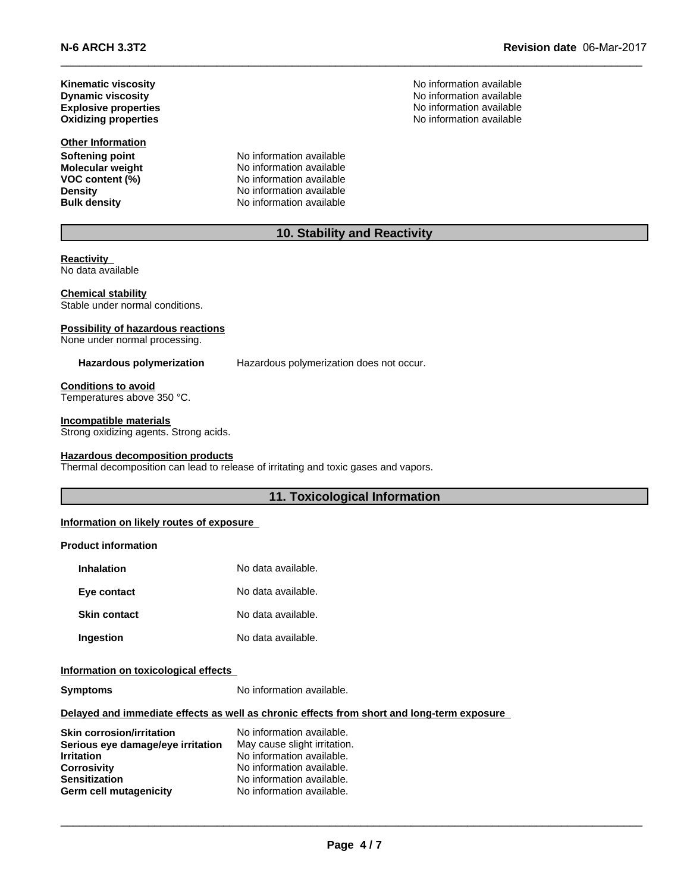| | |
|---|---|
| **Kinematic viscosity** | No information available |
| **Dynamic viscosity** | No information available |
| **Explosive properties** | No information available |
| **Oxidizing properties** | No information available |

**Other Information**

| | |
|---|---|
| **Softening point** | No information available |
| **Molecular weight** | No information available |
| **VOC content (%)** | No information available |
| **Density** | No information available |
| **Bulk density** | No information available |

## 10. Stability and Reactivity

**Reactivity**
No data available

**Chemical stability**
Stable under normal conditions.

**Possibility of hazardous reactions**
None under normal processing.

**Hazardous polymerization** Hazardous polymerization does not occur.

**Conditions to avoid**
Temperatures above 350 °C.

**Incompatible materials**
Strong oxidizing agents. Strong acids.

**Hazardous decomposition products**
Thermal decomposition can lead to release of irritating and toxic gases and vapors.

## 11. Toxicological Information

**Information on likely routes of exposure**

**Product information**

| | |
|---|---|
| **Inhalation** | No data available. |
| **Eye contact** | No data available. |
| **Skin contact** | No data available. |
| **Ingestion** | No data available. |

**Information on toxicological effects**

**Symptoms** No information available.

**Delayed and immediate effects as well as chronic effects from short and long-term exposure**

| | |
|---|---|
| **Skin corrosion/irritation** | No information available. |
| **Serious eye damage/eye irritation** | May cause slight irritation. |
| **Irritation** | No information available. |
| **Corrosivity** | No information available. |
| **Sensitization** | No information available. |
| **Germ cell mutagenicity** | No information available. |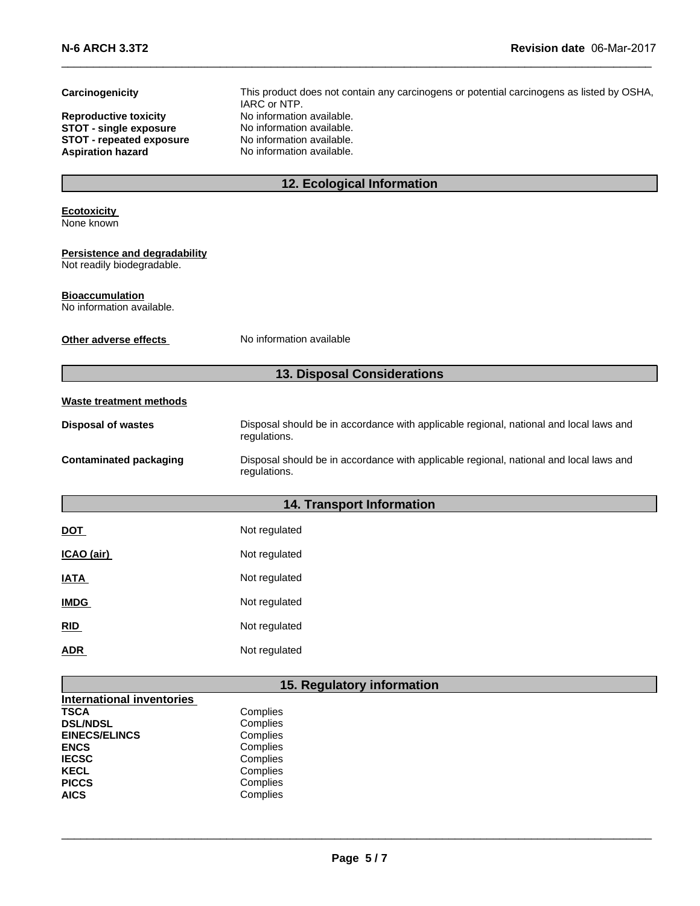| | |
|---|---|
| **Carcinogenicity** | This product does not contain any carcinogens or potential carcinogens as listed by OSHA, IARC or NTP. |
| **Reproductive toxicity** | No information available. |
| **STOT - single exposure** | No information available. |
| **STOT - repeated exposure** | No information available. |
| **Aspiration hazard** | No information available. |

## 12. Ecological Information

**Ecotoxicity**
None known

**Persistence and degradability**
Not readily biodegradable.

**Bioaccumulation**
No information available.

**Other adverse effects** No information available

## 13. Disposal Considerations

**Waste treatment methods**

| | |
|---|---|
| **Disposal of wastes** | Disposal should be in accordance with applicable regional, national and local laws and regulations. |
| **Contaminated packaging** | Disposal should be in accordance with applicable regional, national and local laws and regulations. |

## 14. Transport Information

| | |
|---|---|
| **DOT** | Not regulated |
| **ICAO (air)** | Not regulated |
| **IATA** | Not regulated |
| **IMDG** | Not regulated |
| **RID** | Not regulated |
| **ADR** | Not regulated |

## 15. Regulatory information

**International inventories**

| | |
|---|---|
| **TSCA** | Complies |
| **DSL/NDSL** | Complies |
| **EINECS/ELINCS** | Complies |
| **ENCS** | Complies |
| **IECSC** | Complies |
| **KECL** | Complies |
| **PICCS** | Complies |
| **AICS** | Complies |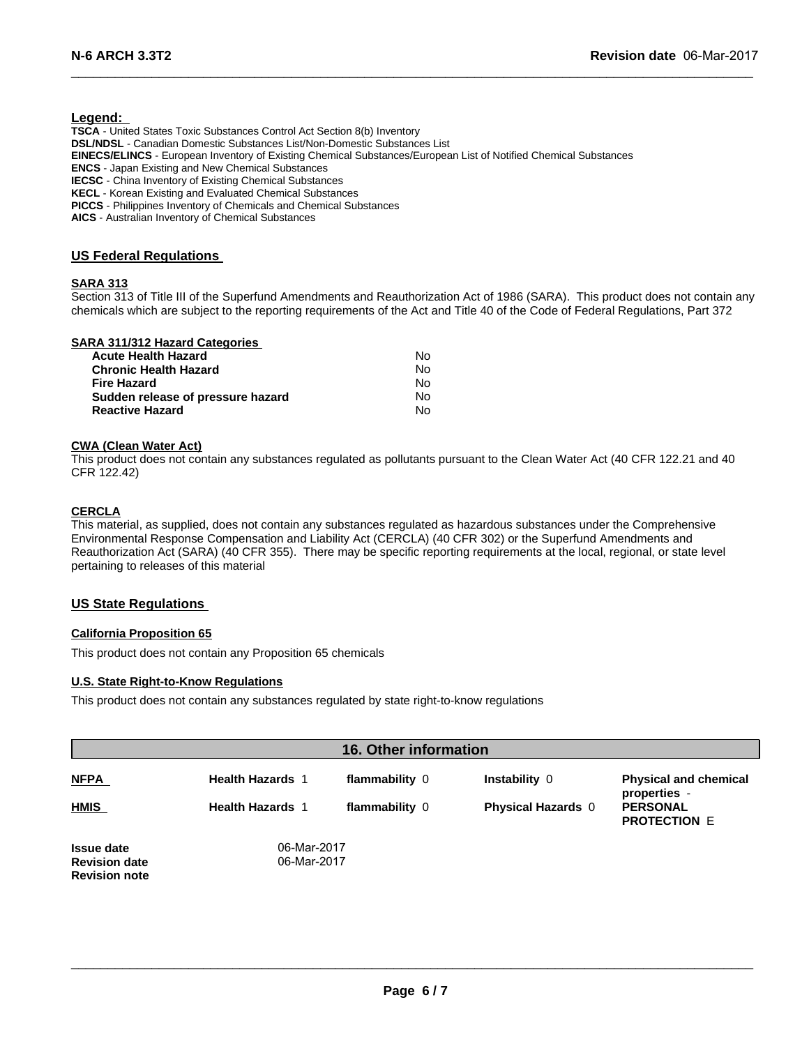**Legend:**

**TSCA** - United States Toxic Substances Control Act Section 8(b) Inventory
**DSL/NDSL** - Canadian Domestic Substances List/Non-Domestic Substances List
**EINECS/ELINCS** - European Inventory of Existing Chemical Substances/European List of Notified Chemical Substances
**ENCS** - Japan Existing and New Chemical Substances
**IECSC** - China Inventory of Existing Chemical Substances
**KECL** - Korean Existing and Evaluated Chemical Substances
**PICCS** - Philippines Inventory of Chemicals and Chemical Substances
**AICS** - Australian Inventory of Chemical Substances

## US Federal Regulations

### SARA 313

Section 313 of Title III of the Superfund Amendments and Reauthorization Act of 1986 (SARA). This product does not contain any chemicals which are subject to the reporting requirements of the Act and Title 40 of the Code of Federal Regulations, Part 372

### SARA 311/312 Hazard Categories

| | |
|---|---|
| **Acute Health Hazard** | No |
| **Chronic Health Hazard** | No |
| **Fire Hazard** | No |
| **Sudden release of pressure hazard** | No |
| **Reactive Hazard** | No |

### CWA (Clean Water Act)

This product does not contain any substances regulated as pollutants pursuant to the Clean Water Act (40 CFR 122.21 and 40 CFR 122.42)

### CERCLA

This material, as supplied, does not contain any substances regulated as hazardous substances under the Comprehensive Environmental Response Compensation and Liability Act (CERCLA) (40 CFR 302) or the Superfund Amendments and Reauthorization Act (SARA) (40 CFR 355). There may be specific reporting requirements at the local, regional, or state level pertaining to releases of this material

## US State Regulations

### California Proposition 65

This product does not contain any Proposition 65 chemicals

### U.S. State Right-to-Know Regulations

This product does not contain any substances regulated by state right-to-know regulations

## 16. Other information

| | | | | |
|---|---|---|---|---|
| **NFPA** | **Health Hazards** 1 | **flammability** 0 | **Instability** 0 | **Physical and chemical properties** - |
| **HMIS** | **Health Hazards** 1 | **flammability** 0 | **Physical Hazards** 0 | **PERSONAL PROTECTION** E |

| | |
|---|---|
| **Issue date** | 06-Mar-2017 |
| **Revision date** | 06-Mar-2017 |
| **Revision note** | |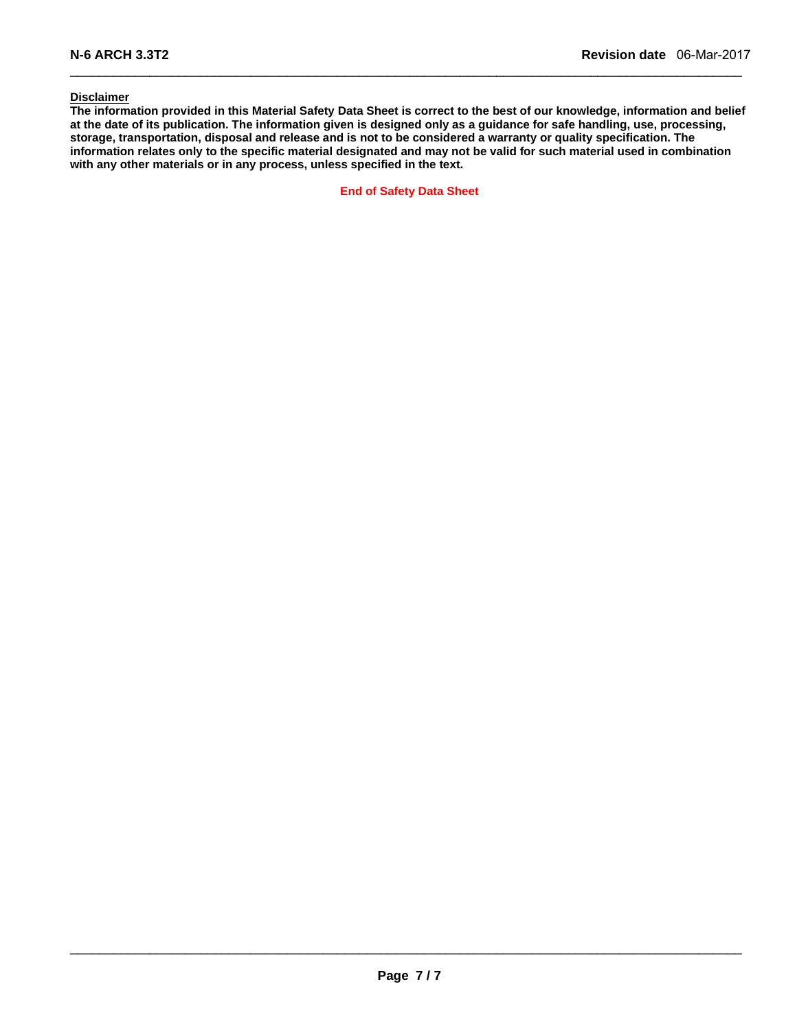**Disclaimer**

**The information provided in this Material Safety Data Sheet is correct to the best of our knowledge, information and belief at the date of its publication. The information given is designed only as a guidance for safe handling, use, processing, storage, transportation, disposal and release and is not to be considered a warranty or quality specification. The information relates only to the specific material designated and may not be valid for such material used in combination with any other materials or in any process, unless specified in the text.**

**End of Safety Data Sheet**